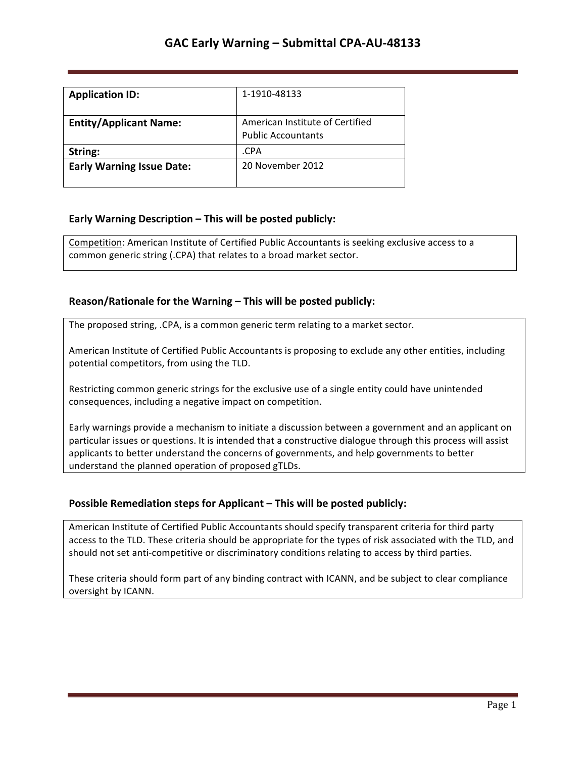# GAC Early Warning – Submittal CPA-AU-48133

| **Application ID:** | 1-1910-48133 |
|---|---|
| **Entity/Applicant Name:** | American Institute of Certified Public Accountants |
| **String:** | .CPA |
| **Early Warning Issue Date:** | 20 November 2012 |

### Early Warning Description – This will be posted publicly:

Competition: American Institute of Certified Public Accountants is seeking exclusive access to a common generic string (.CPA) that relates to a broad market sector.

### Reason/Rationale for the Warning – This will be posted publicly:

The proposed string, .CPA, is a common generic term relating to a market sector.

American Institute of Certified Public Accountants is proposing to exclude any other entities, including potential competitors, from using the TLD.

Restricting common generic strings for the exclusive use of a single entity could have unintended consequences, including a negative impact on competition.

Early warnings provide a mechanism to initiate a discussion between a government and an applicant on particular issues or questions. It is intended that a constructive dialogue through this process will assist applicants to better understand the concerns of governments, and help governments to better understand the planned operation of proposed gTLDs.

### Possible Remediation steps for Applicant – This will be posted publicly:

American Institute of Certified Public Accountants should specify transparent criteria for third party access to the TLD. These criteria should be appropriate for the types of risk associated with the TLD, and should not set anti-competitive or discriminatory conditions relating to access by third parties.

These criteria should form part of any binding contract with ICANN, and be subject to clear compliance oversight by ICANN.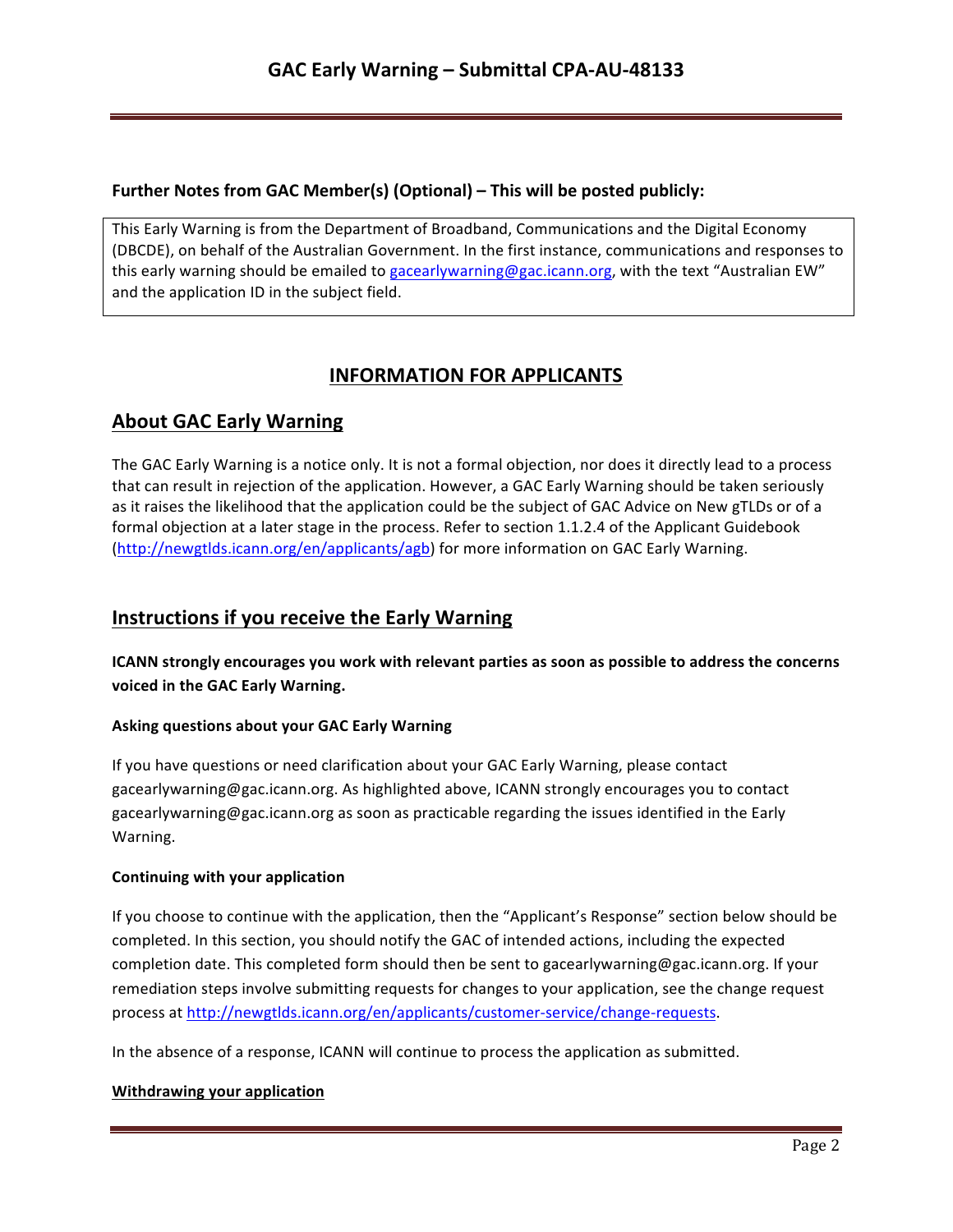**Further Notes from GAC Member(s) (Optional) – This will be posted publicly:**

This Early Warning is from the Department of Broadband, Communications and the Digital Economy (DBCDE), on behalf of the Australian Government. In the first instance, communications and responses to this early warning should be emailed to gacearlywarning@gac.icann.org, with the text "Australian EW" and the application ID in the subject field.

## INFORMATION FOR APPLICANTS

## About GAC Early Warning

The GAC Early Warning is a notice only. It is not a formal objection, nor does it directly lead to a process that can result in rejection of the application. However, a GAC Early Warning should be taken seriously as it raises the likelihood that the application could be the subject of GAC Advice on New gTLDs or of a formal objection at a later stage in the process. Refer to section 1.1.2.4 of the Applicant Guidebook (http://newgtlds.icann.org/en/applicants/agb) for more information on GAC Early Warning.

## Instructions if you receive the Early Warning

**ICANN strongly encourages you work with relevant parties as soon as possible to address the concerns voiced in the GAC Early Warning.**

### Asking questions about your GAC Early Warning

If you have questions or need clarification about your GAC Early Warning, please contact gacearlywarning@gac.icann.org. As highlighted above, ICANN strongly encourages you to contact gacearlywarning@gac.icann.org as soon as practicable regarding the issues identified in the Early Warning.

### Continuing with your application

If you choose to continue with the application, then the "Applicant's Response" section below should be completed. In this section, you should notify the GAC of intended actions, including the expected completion date. This completed form should then be sent to gacearlywarning@gac.icann.org. If your remediation steps involve submitting requests for changes to your application, see the change request process at http://newgtlds.icann.org/en/applicants/customer-service/change-requests.

In the absence of a response, ICANN will continue to process the application as submitted.

### Withdrawing your application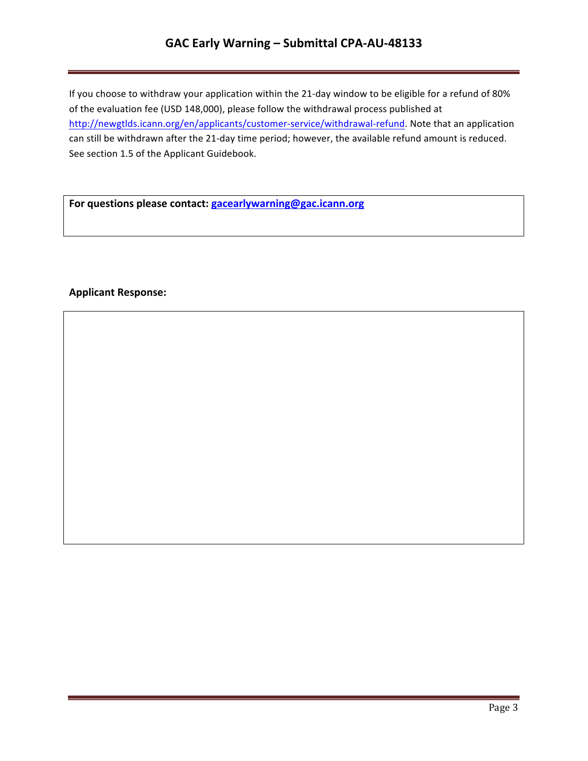If you choose to withdraw your application within the 21-day window to be eligible for a refund of 80% of the evaluation fee (USD 148,000), please follow the withdrawal process published at http://newgtlds.icann.org/en/applicants/customer-service/withdrawal-refund. Note that an application can still be withdrawn after the 21-day time period; however, the available refund amount is reduced. See section 1.5 of the Applicant Guidebook.

**For questions please contact: gacearlywarning@gac.icann.org**

**Applicant Response:**